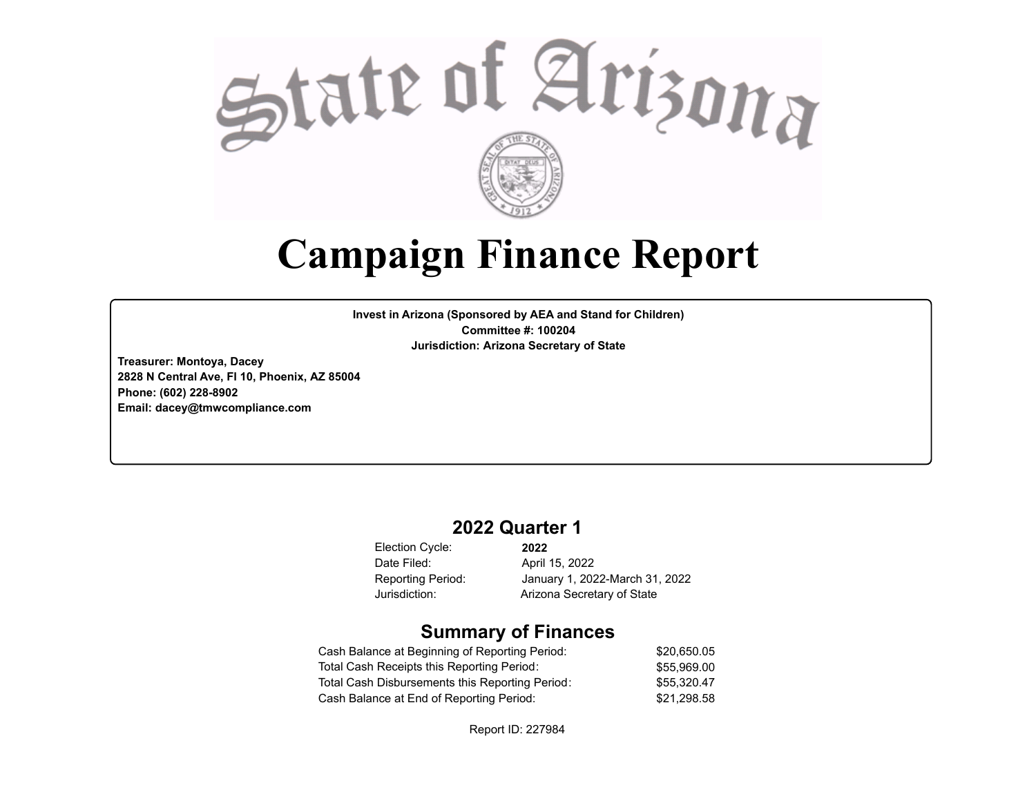State of Arizona

# Campaign Finance Report

**Invest in Arizona (Sponsored by AEA and Stand for Children)**
**Committee #: 100204**
**Jurisdiction: Arizona Secretary of State**

**Treasurer: Montoya, Dacey**
**2828 N Central Ave, Fl 10, Phoenix, AZ 85004**
**Phone: (602) 228-8902**
**Email: dacey@tmwcompliance.com**

## 2022 Quarter 1

| | |
|---|---|
| Election Cycle: | **2022** |
| Date Filed: | April 15, 2022 |
| Reporting Period: | January 1, 2022-March 31, 2022 |
| Jurisdiction: | Arizona Secretary of State |

## Summary of Finances

| | |
|---|---|
| Cash Balance at Beginning of Reporting Period: | $20,650.05 |
| Total Cash Receipts this Reporting Period: | $55,969.00 |
| Total Cash Disbursements this Reporting Period: | $55,320.47 |
| Cash Balance at End of Reporting Period: | $21,298.58 |

Report ID: 227984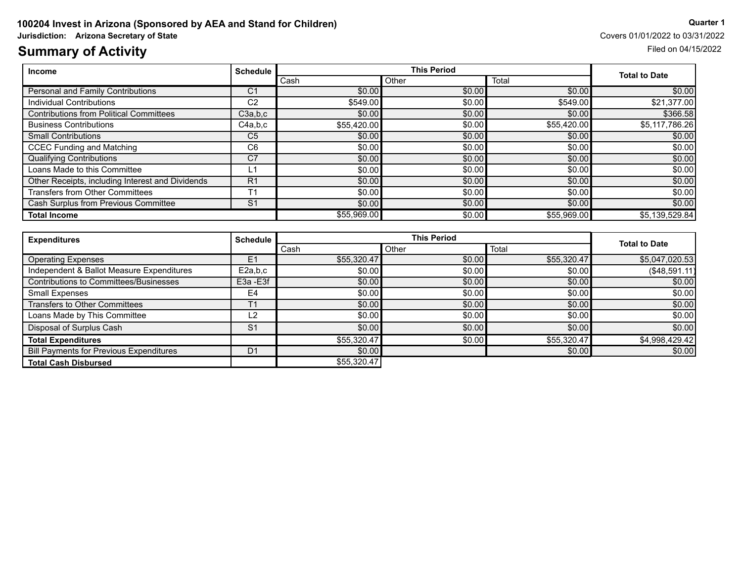**100204 Invest in Arizona (Sponsored by AEA and Stand for Children)**

**Jurisdiction: Arizona Secretary of State**

**Quarter 1**

Covers 01/01/2022 to 03/31/2022

Filed on 04/15/2022

# Summary of Activity

| Income | Schedule | This Period | | | Total to Date |
|---|---|---|---|---|---|
| | | Cash | Other | Total | |
| Personal and Family Contributions | C1 | $0.00 | $0.00 | $0.00 | $0.00 |
| Individual Contributions | C2 | $549.00 | $0.00 | $549.00 | $21,377.00 |
| Contributions from Political Committees | C3a,b,c | $0.00 | $0.00 | $0.00 | $366.58 |
| Business Contributions | C4a,b,c | $55,420.00 | $0.00 | $55,420.00 | $5,117,786.26 |
| Small Contributions | C5 | $0.00 | $0.00 | $0.00 | $0.00 |
| CCEC Funding and Matching | C6 | $0.00 | $0.00 | $0.00 | $0.00 |
| Qualifying Contributions | C7 | $0.00 | $0.00 | $0.00 | $0.00 |
| Loans Made to this Committee | L1 | $0.00 | $0.00 | $0.00 | $0.00 |
| Other Receipts, including Interest and Dividends | R1 | $0.00 | $0.00 | $0.00 | $0.00 |
| Transfers from Other Committees | T1 | $0.00 | $0.00 | $0.00 | $0.00 |
| Cash Surplus from Previous Committee | S1 | $0.00 | $0.00 | $0.00 | $0.00 |
| **Total Income** | | $55,969.00 | $0.00 | $55,969.00 | $5,139,529.84 |

| Expenditures | Schedule | This Period | | | Total to Date |
|---|---|---|---|---|---|
| | | Cash | Other | Total | |
| Operating Expenses | E1 | $55,320.47 | $0.00 | $55,320.47 | $5,047,020.53 |
| Independent & Ballot Measure Expenditures | E2a,b,c | $0.00 | $0.00 | $0.00 | ($48,591.11) |
| Contributions to Committees/Businesses | E3a -E3f | $0.00 | $0.00 | $0.00 | $0.00 |
| Small Expenses | E4 | $0.00 | $0.00 | $0.00 | $0.00 |
| Transfers to Other Committees | T1 | $0.00 | $0.00 | $0.00 | $0.00 |
| Loans Made by This Committee | L2 | $0.00 | $0.00 | $0.00 | $0.00 |
| Disposal of Surplus Cash | S1 | $0.00 | $0.00 | $0.00 | $0.00 |
| **Total Expenditures** | | $55,320.47 | $0.00 | $55,320.47 | $4,998,429.42 |
| Bill Payments for Previous Expenditures | D1 | $0.00 | | $0.00 | $0.00 |
| **Total Cash Disbursed** | | $55,320.47 | | | |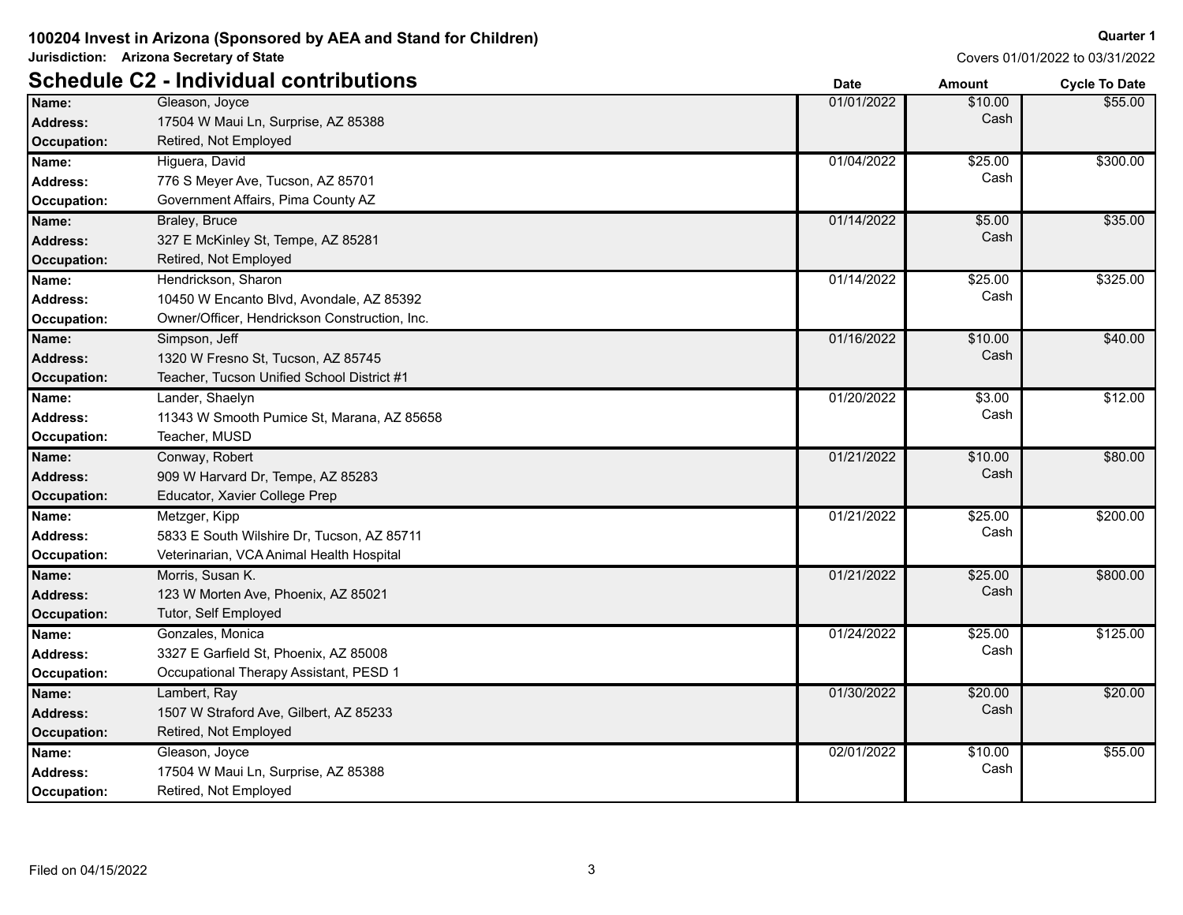**100204 Invest in Arizona (Sponsored by AEA and Stand for Children)**

**Quarter 1**

**Jurisdiction: Arizona Secretary of State**

Covers 01/01/2022 to 03/31/2022

## Schedule C2 - Individual contributions

| | | Date | Amount | Cycle To Date |
|---|---|---|---|---|
| **Name:** | Gleason, Joyce | 01/01/2022 | $10.00 Cash | $55.00 |
| **Address:** | 17504 W Maui Ln, Surprise, AZ 85388 | | | |
| **Occupation:** | Retired, Not Employed | | | |
| **Name:** | Higuera, David | 01/04/2022 | $25.00 Cash | $300.00 |
| **Address:** | 776 S Meyer Ave, Tucson, AZ 85701 | | | |
| **Occupation:** | Government Affairs, Pima County AZ | | | |
| **Name:** | Braley, Bruce | 01/14/2022 | $5.00 Cash | $35.00 |
| **Address:** | 327 E McKinley St, Tempe, AZ 85281 | | | |
| **Occupation:** | Retired, Not Employed | | | |
| **Name:** | Hendrickson, Sharon | 01/14/2022 | $25.00 Cash | $325.00 |
| **Address:** | 10450 W Encanto Blvd, Avondale, AZ 85392 | | | |
| **Occupation:** | Owner/Officer, Hendrickson Construction, Inc. | | | |
| **Name:** | Simpson, Jeff | 01/16/2022 | $10.00 Cash | $40.00 |
| **Address:** | 1320 W Fresno St, Tucson, AZ 85745 | | | |
| **Occupation:** | Teacher, Tucson Unified School District #1 | | | |
| **Name:** | Lander, Shaelyn | 01/20/2022 | $3.00 Cash | $12.00 |
| **Address:** | 11343 W Smooth Pumice St, Marana, AZ 85658 | | | |
| **Occupation:** | Teacher, MUSD | | | |
| **Name:** | Conway, Robert | 01/21/2022 | $10.00 Cash | $80.00 |
| **Address:** | 909 W Harvard Dr, Tempe, AZ 85283 | | | |
| **Occupation:** | Educator, Xavier College Prep | | | |
| **Name:** | Metzger, Kipp | 01/21/2022 | $25.00 Cash | $200.00 |
| **Address:** | 5833 E South Wilshire Dr, Tucson, AZ 85711 | | | |
| **Occupation:** | Veterinarian, VCA Animal Health Hospital | | | |
| **Name:** | Morris, Susan K. | 01/21/2022 | $25.00 Cash | $800.00 |
| **Address:** | 123 W Morten Ave, Phoenix, AZ 85021 | | | |
| **Occupation:** | Tutor, Self Employed | | | |
| **Name:** | Gonzales, Monica | 01/24/2022 | $25.00 Cash | $125.00 |
| **Address:** | 3327 E Garfield St, Phoenix, AZ 85008 | | | |
| **Occupation:** | Occupational Therapy Assistant, PESD 1 | | | |
| **Name:** | Lambert, Ray | 01/30/2022 | $20.00 Cash | $20.00 |
| **Address:** | 1507 W Straford Ave, Gilbert, AZ 85233 | | | |
| **Occupation:** | Retired, Not Employed | | | |
| **Name:** | Gleason, Joyce | 02/01/2022 | $10.00 Cash | $55.00 |
| **Address:** | 17504 W Maui Ln, Surprise, AZ 85388 | | | |
| **Occupation:** | Retired, Not Employed | | | |

Filed on 04/15/2022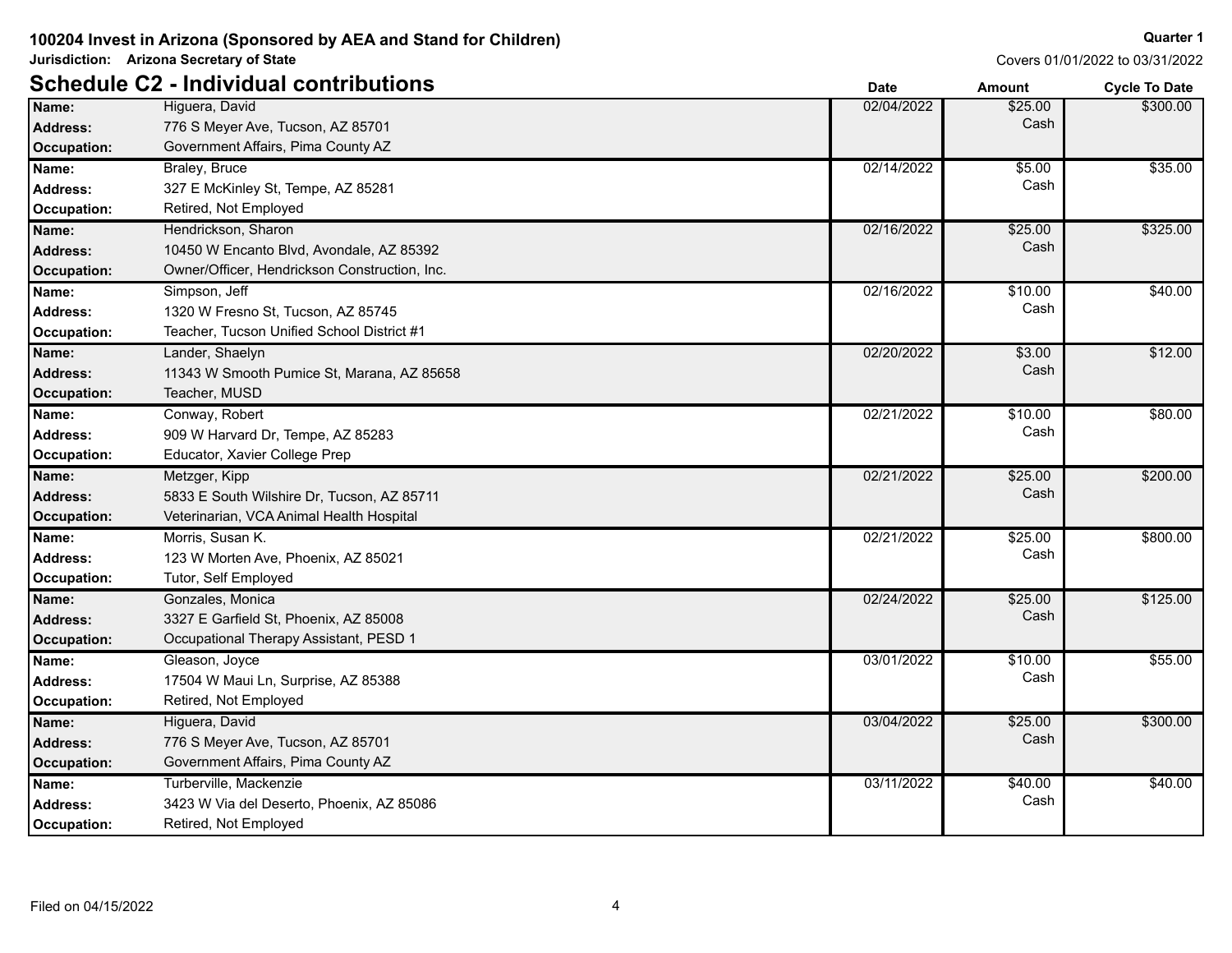**100204 Invest in Arizona (Sponsored by AEA and Stand for Children)**

**Jurisdiction: Arizona Secretary of State**

**Quarter 1**

Covers 01/01/2022 to 03/31/2022

## Schedule C2 - Individual contributions

| | | Date | Amount | Cycle To Date |
|---|---|---|---|---|
| **Name:** | Higuera, David | 02/04/2022 | $25.00 | $300.00 |
| **Address:** | 776 S Meyer Ave, Tucson, AZ 85701 | | Cash | |
| **Occupation:** | Government Affairs, Pima County AZ | | | |
| **Name:** | Braley, Bruce | 02/14/2022 | $5.00 | $35.00 |
| **Address:** | 327 E McKinley St, Tempe, AZ 85281 | | Cash | |
| **Occupation:** | Retired, Not Employed | | | |
| **Name:** | Hendrickson, Sharon | 02/16/2022 | $25.00 | $325.00 |
| **Address:** | 10450 W Encanto Blvd, Avondale, AZ 85392 | | Cash | |
| **Occupation:** | Owner/Officer, Hendrickson Construction, Inc. | | | |
| **Name:** | Simpson, Jeff | 02/16/2022 | $10.00 | $40.00 |
| **Address:** | 1320 W Fresno St, Tucson, AZ 85745 | | Cash | |
| **Occupation:** | Teacher, Tucson Unified School District #1 | | | |
| **Name:** | Lander, Shaelyn | 02/20/2022 | $3.00 | $12.00 |
| **Address:** | 11343 W Smooth Pumice St, Marana, AZ 85658 | | Cash | |
| **Occupation:** | Teacher, MUSD | | | |
| **Name:** | Conway, Robert | 02/21/2022 | $10.00 | $80.00 |
| **Address:** | 909 W Harvard Dr, Tempe, AZ 85283 | | Cash | |
| **Occupation:** | Educator, Xavier College Prep | | | |
| **Name:** | Metzger, Kipp | 02/21/2022 | $25.00 | $200.00 |
| **Address:** | 5833 E South Wilshire Dr, Tucson, AZ 85711 | | Cash | |
| **Occupation:** | Veterinarian, VCA Animal Health Hospital | | | |
| **Name:** | Morris, Susan K. | 02/21/2022 | $25.00 | $800.00 |
| **Address:** | 123 W Morten Ave, Phoenix, AZ 85021 | | Cash | |
| **Occupation:** | Tutor, Self Employed | | | |
| **Name:** | Gonzales, Monica | 02/24/2022 | $25.00 | $125.00 |
| **Address:** | 3327 E Garfield St, Phoenix, AZ 85008 | | Cash | |
| **Occupation:** | Occupational Therapy Assistant, PESD 1 | | | |
| **Name:** | Gleason, Joyce | 03/01/2022 | $10.00 | $55.00 |
| **Address:** | 17504 W Maui Ln, Surprise, AZ 85388 | | Cash | |
| **Occupation:** | Retired, Not Employed | | | |
| **Name:** | Higuera, David | 03/04/2022 | $25.00 | $300.00 |
| **Address:** | 776 S Meyer Ave, Tucson, AZ 85701 | | Cash | |
| **Occupation:** | Government Affairs, Pima County AZ | | | |
| **Name:** | Turberville, Mackenzie | 03/11/2022 | $40.00 | $40.00 |
| **Address:** | 3423 W Via del Deserto, Phoenix, AZ 85086 | | Cash | |
| **Occupation:** | Retired, Not Employed | | | |

Filed on 04/15/2022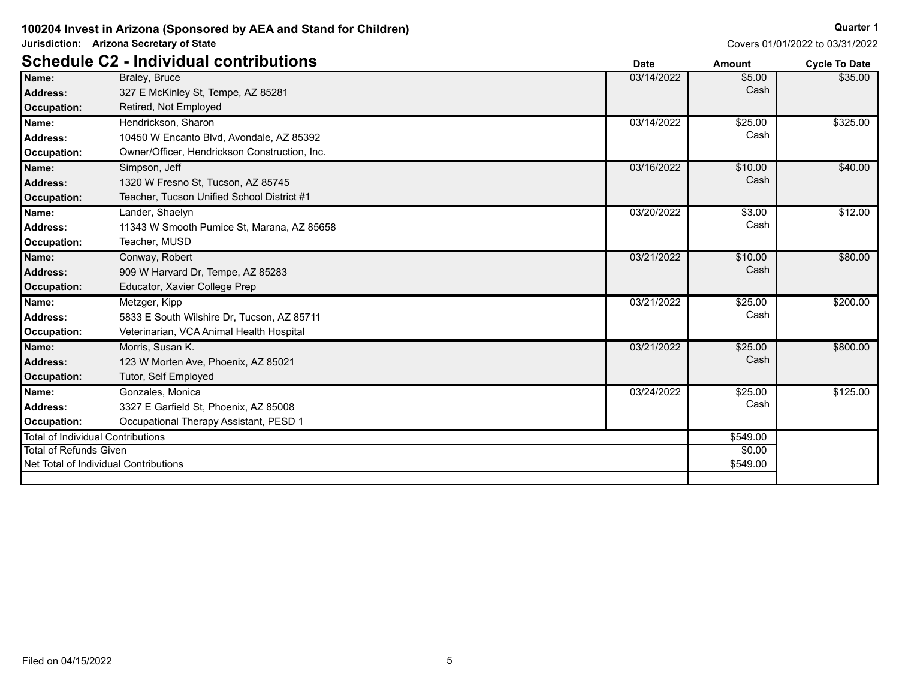**100204 Invest in Arizona (Sponsored by AEA and Stand for Children)**

**Jurisdiction: Arizona Secretary of State**

**Quarter 1**

Covers 01/01/2022 to 03/31/2022

## Schedule C2 - Individual contributions

| | | Date | Amount | Cycle To Date |
|---|---|---|---|---|
| **Name:** | Braley, Bruce | 03/14/2022 | $5.00 Cash | $35.00 |
| **Address:** | 327 E McKinley St, Tempe, AZ 85281 | | | |
| **Occupation:** | Retired, Not Employed | | | |
| **Name:** | Hendrickson, Sharon | 03/14/2022 | $25.00 Cash | $325.00 |
| **Address:** | 10450 W Encanto Blvd, Avondale, AZ 85392 | | | |
| **Occupation:** | Owner/Officer, Hendrickson Construction, Inc. | | | |
| **Name:** | Simpson, Jeff | 03/16/2022 | $10.00 Cash | $40.00 |
| **Address:** | 1320 W Fresno St, Tucson, AZ 85745 | | | |
| **Occupation:** | Teacher, Tucson Unified School District #1 | | | |
| **Name:** | Lander, Shaelyn | 03/20/2022 | $3.00 Cash | $12.00 |
| **Address:** | 11343 W Smooth Pumice St, Marana, AZ 85658 | | | |
| **Occupation:** | Teacher, MUSD | | | |
| **Name:** | Conway, Robert | 03/21/2022 | $10.00 Cash | $80.00 |
| **Address:** | 909 W Harvard Dr, Tempe, AZ 85283 | | | |
| **Occupation:** | Educator, Xavier College Prep | | | |
| **Name:** | Metzger, Kipp | 03/21/2022 | $25.00 Cash | $200.00 |
| **Address:** | 5833 E South Wilshire Dr, Tucson, AZ 85711 | | | |
| **Occupation:** | Veterinarian, VCA Animal Health Hospital | | | |
| **Name:** | Morris, Susan K. | 03/21/2022 | $25.00 Cash | $800.00 |
| **Address:** | 123 W Morten Ave, Phoenix, AZ 85021 | | | |
| **Occupation:** | Tutor, Self Employed | | | |
| **Name:** | Gonzales, Monica | 03/24/2022 | $25.00 Cash | $125.00 |
| **Address:** | 3327 E Garfield St, Phoenix, AZ 85008 | | | |
| **Occupation:** | Occupational Therapy Assistant, PESD 1 | | | |

| | Amount |
|---|---|
| Total of Individual Contributions | $549.00 |
| Total of Refunds Given | $0.00 |
| Net Total of Individual Contributions | $549.00 |

Filed on 04/15/2022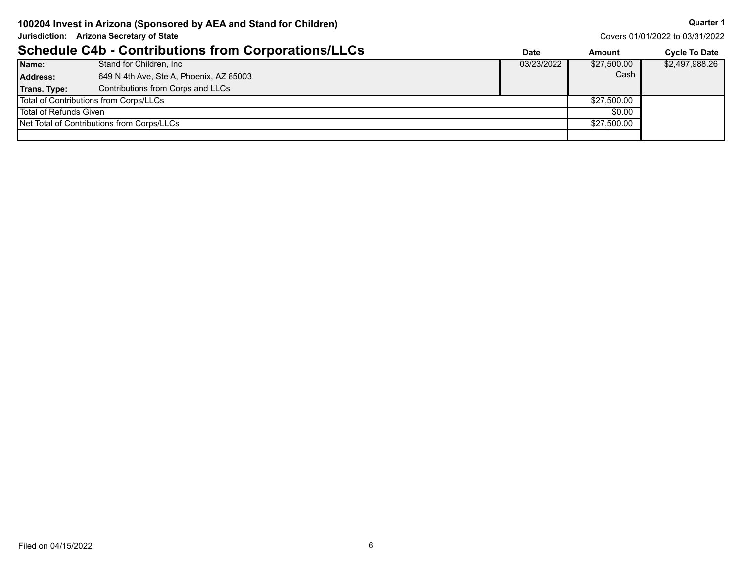**100204 Invest in Arizona (Sponsored by AEA and Stand for Children)**

**Jurisdiction: Arizona Secretary of State**

**Quarter 1**

Covers 01/01/2022 to 03/31/2022

## Schedule C4b - Contributions from Corporations/LLCs

| | | Date | Amount | Cycle To Date |
|---|---|---|---|---|
| **Name:** | Stand for Children, Inc | 03/23/2022 | $27,500.00 Cash | $2,497,988.26 |
| **Address:** | 649 N 4th Ave, Ste A, Phoenix, AZ 85003 | | | |
| **Trans. Type:** | Contributions from Corps and LLCs | | | |
| Total of Contributions from Corps/LLCs | | | $27,500.00 | |
| Total of Refunds Given | | | $0.00 | |
| Net Total of Contributions from Corps/LLCs | | | $27,500.00 | |

Filed on 04/15/2022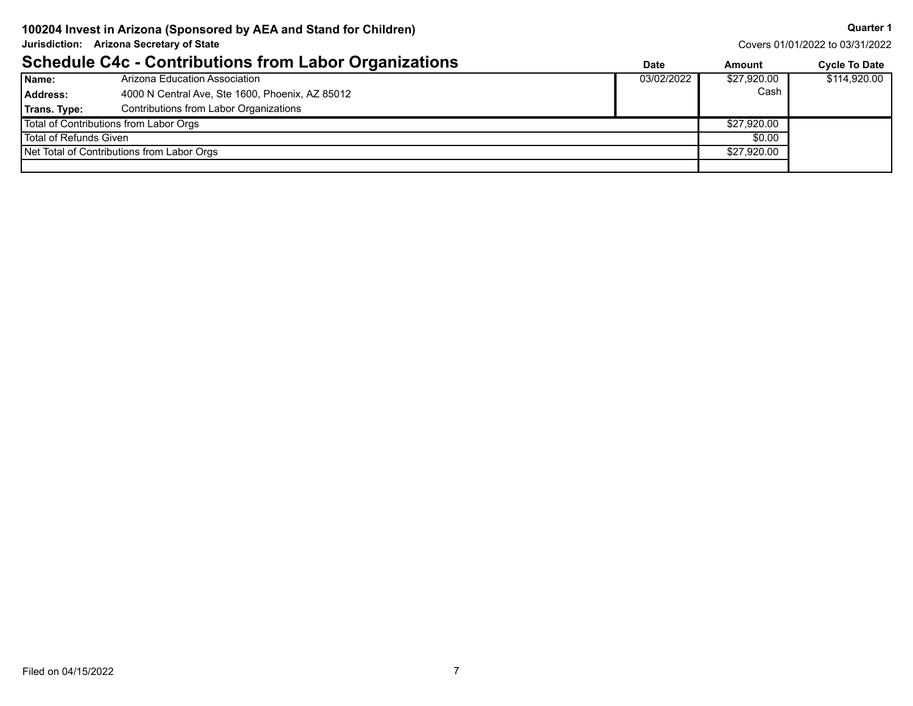**100204 Invest in Arizona (Sponsored by AEA and Stand for Children)**

**Quarter 1**

**Jurisdiction: Arizona Secretary of State**

Covers 01/01/2022 to 03/31/2022

## Schedule C4c - Contributions from Labor Organizations

| | | Date | Amount | Cycle To Date |
|---|---|---|---|---|
| **Name:** | Arizona Education Association | 03/02/2022 | $27,920.00 Cash | $114,920.00 |
| **Address:** | 4000 N Central Ave, Ste 1600, Phoenix, AZ 85012 | | | |
| **Trans. Type:** | Contributions from Labor Organizations | | | |
| Total of Contributions from Labor Orgs | | | $27,920.00 | |
| Total of Refunds Given | | | $0.00 | |
| Net Total of Contributions from Labor Orgs | | | $27,920.00 | |

Filed on 04/15/2022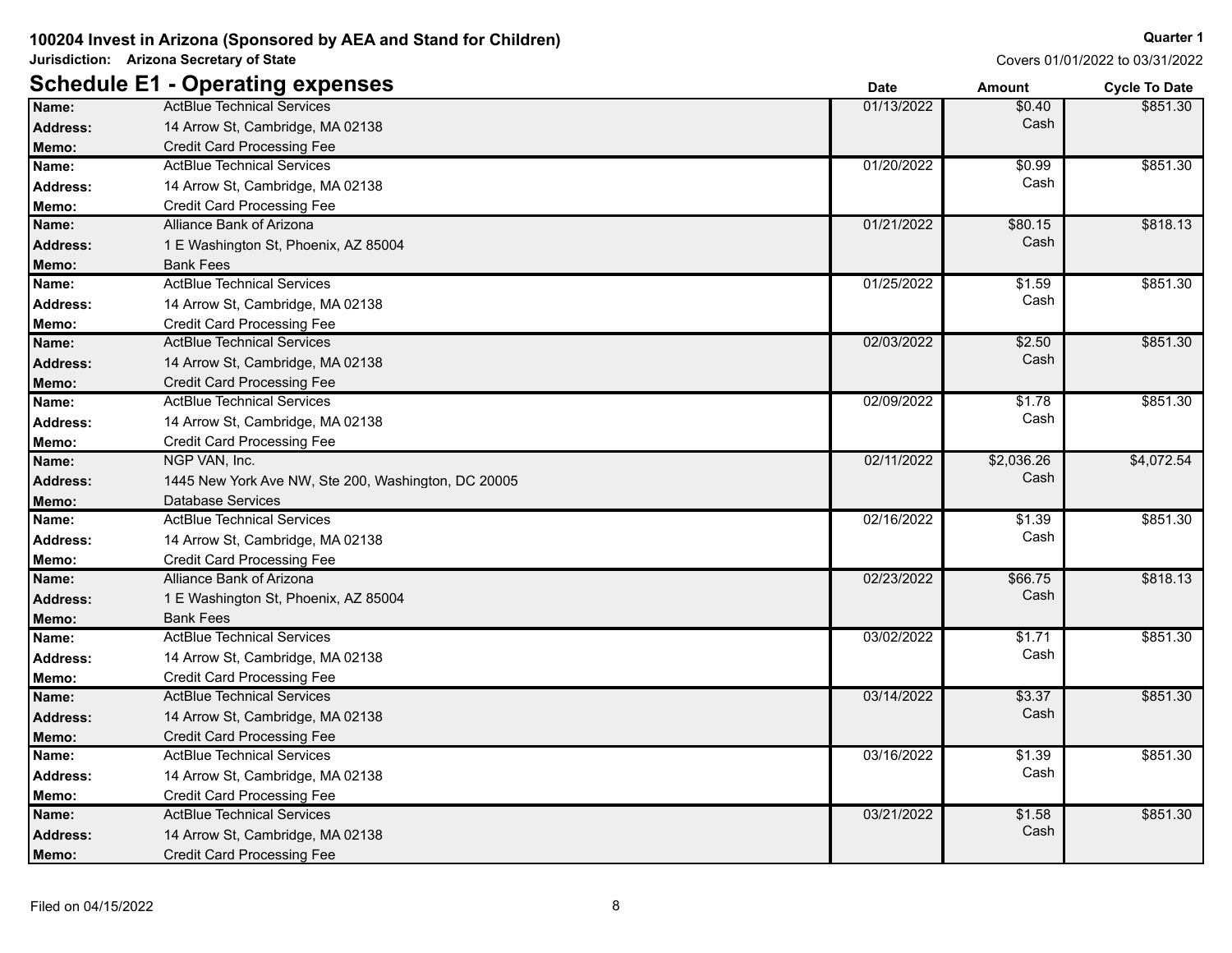**100204 Invest in Arizona (Sponsored by AEA and Stand for Children)**
**Jurisdiction: Arizona Secretary of State**

**Quarter 1**
Covers 01/01/2022 to 03/31/2022

## Schedule E1 - Operating expenses

| Name | Address | Memo | Date | Amount | Cycle To Date |
|---|---|---|---|---|---|
| ActBlue Technical Services | 14 Arrow St, Cambridge, MA 02138 | Credit Card Processing Fee | 01/13/2022 | $0.40 Cash | $851.30 |
| ActBlue Technical Services | 14 Arrow St, Cambridge, MA 02138 | Credit Card Processing Fee | 01/20/2022 | $0.99 Cash | $851.30 |
| Alliance Bank of Arizona | 1 E Washington St, Phoenix, AZ 85004 | Bank Fees | 01/21/2022 | $80.15 Cash | $818.13 |
| ActBlue Technical Services | 14 Arrow St, Cambridge, MA 02138 | Credit Card Processing Fee | 01/25/2022 | $1.59 Cash | $851.30 |
| ActBlue Technical Services | 14 Arrow St, Cambridge, MA 02138 | Credit Card Processing Fee | 02/03/2022 | $2.50 Cash | $851.30 |
| ActBlue Technical Services | 14 Arrow St, Cambridge, MA 02138 | Credit Card Processing Fee | 02/09/2022 | $1.78 Cash | $851.30 |
| NGP VAN, Inc. | 1445 New York Ave NW, Ste 200, Washington, DC 20005 | Database Services | 02/11/2022 | $2,036.26 Cash | $4,072.54 |
| ActBlue Technical Services | 14 Arrow St, Cambridge, MA 02138 | Credit Card Processing Fee | 02/16/2022 | $1.39 Cash | $851.30 |
| Alliance Bank of Arizona | 1 E Washington St, Phoenix, AZ 85004 | Bank Fees | 02/23/2022 | $66.75 Cash | $818.13 |
| ActBlue Technical Services | 14 Arrow St, Cambridge, MA 02138 | Credit Card Processing Fee | 03/02/2022 | $1.71 Cash | $851.30 |
| ActBlue Technical Services | 14 Arrow St, Cambridge, MA 02138 | Credit Card Processing Fee | 03/14/2022 | $3.37 Cash | $851.30 |
| ActBlue Technical Services | 14 Arrow St, Cambridge, MA 02138 | Credit Card Processing Fee | 03/16/2022 | $1.39 Cash | $851.30 |
| ActBlue Technical Services | 14 Arrow St, Cambridge, MA 02138 | Credit Card Processing Fee | 03/21/2022 | $1.58 Cash | $851.30 |

Filed on 04/15/2022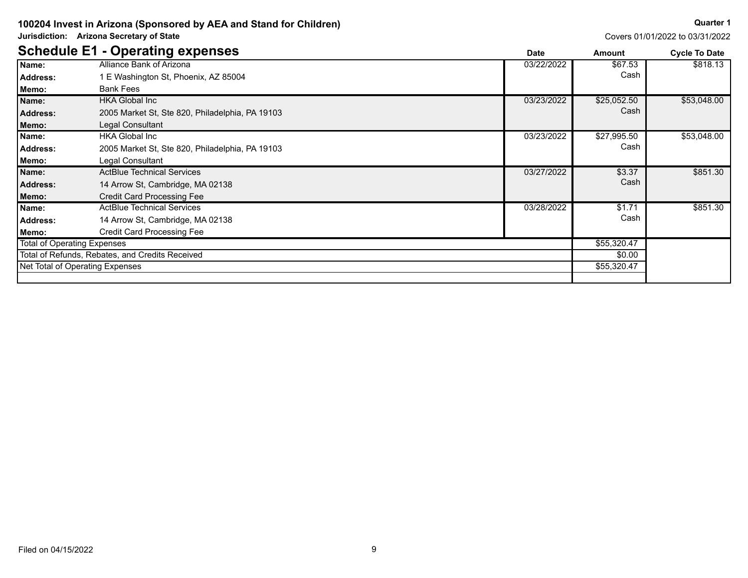**100204 Invest in Arizona (Sponsored by AEA and Stand for Children)**

**Jurisdiction: Arizona Secretary of State**

**Quarter 1**

Covers 01/01/2022 to 03/31/2022

## Schedule E1 - Operating expenses

| | | Date | Amount | Cycle To Date |
|---|---|---|---|---|
| **Name:** | Alliance Bank of Arizona | 03/22/2022 | $67.53 | $818.13 |
| **Address:** | 1 E Washington St, Phoenix, AZ 85004 | | Cash | |
| **Memo:** | Bank Fees | | | |
| **Name:** | HKA Global Inc | 03/23/2022 | $25,052.50 | $53,048.00 |
| **Address:** | 2005 Market St, Ste 820, Philadelphia, PA 19103 | | Cash | |
| **Memo:** | Legal Consultant | | | |
| **Name:** | HKA Global Inc | 03/23/2022 | $27,995.50 | $53,048.00 |
| **Address:** | 2005 Market St, Ste 820, Philadelphia, PA 19103 | | Cash | |
| **Memo:** | Legal Consultant | | | |
| **Name:** | ActBlue Technical Services | 03/27/2022 | $3.37 | $851.30 |
| **Address:** | 14 Arrow St, Cambridge, MA 02138 | | Cash | |
| **Memo:** | Credit Card Processing Fee | | | |
| **Name:** | ActBlue Technical Services | 03/28/2022 | $1.71 | $851.30 |
| **Address:** | 14 Arrow St, Cambridge, MA 02138 | | Cash | |
| **Memo:** | Credit Card Processing Fee | | | |
| Total of Operating Expenses | | | $55,320.47 | |
| Total of Refunds, Rebates, and Credits Received | | | $0.00 | |
| Net Total of Operating Expenses | | | $55,320.47 | |

Filed on 04/15/2022